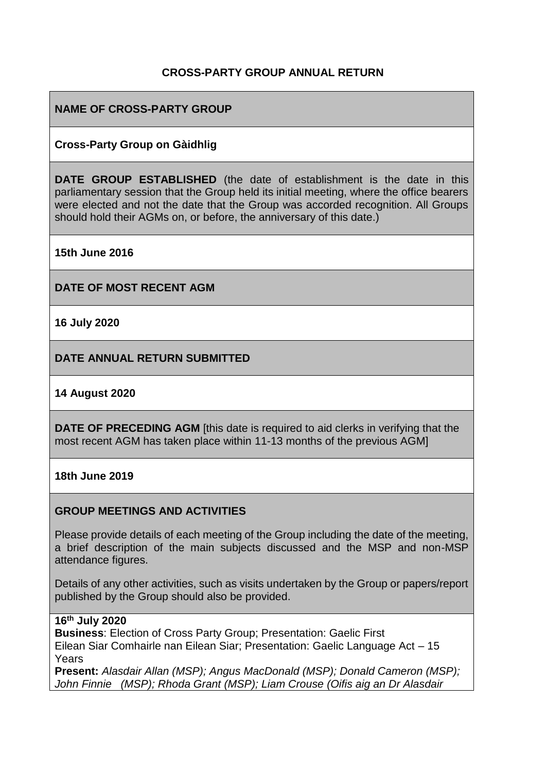**CROSS-PARTY GROUP ANNUAL RETURN**

**NAME OF CROSS-PARTY GROUP**

**Cross-Party Group on Gàidhlig**

**DATE GROUP ESTABLISHED** (the date of establishment is the date in this parliamentary session that the Group held its initial meeting, where the office bearers were elected and not the date that the Group was accorded recognition. All Groups should hold their AGMs on, or before, the anniversary of this date.)

**15th June 2016**

**DATE OF MOST RECENT AGM**

**16 July 2020**

**DATE ANNUAL RETURN SUBMITTED**

**14 August 2020**

**DATE OF PRECEDING AGM** [this date is required to aid clerks in verifying that the most recent AGM has taken place within 11-13 months of the previous AGM]

**18th June 2019**

**GROUP MEETINGS AND ACTIVITIES**

Please provide details of each meeting of the Group including the date of the meeting, a brief description of the main subjects discussed and the MSP and non-MSP attendance figures.

Details of any other activities, such as visits undertaken by the Group or papers/report published by the Group should also be provided.

**16th July 2020**
**Business**: Election of Cross Party Group; Presentation: Gaelic First Eilean Siar Comhairle nan Eilean Siar; Presentation: Gaelic Language Act – 15 Years
**Present:** *Alasdair Allan (MSP); Angus MacDonald (MSP); Donald Cameron (MSP); John Finnie (MSP); Rhoda Grant (MSP); Liam Crouse (Oifis aig an Dr Alasdair*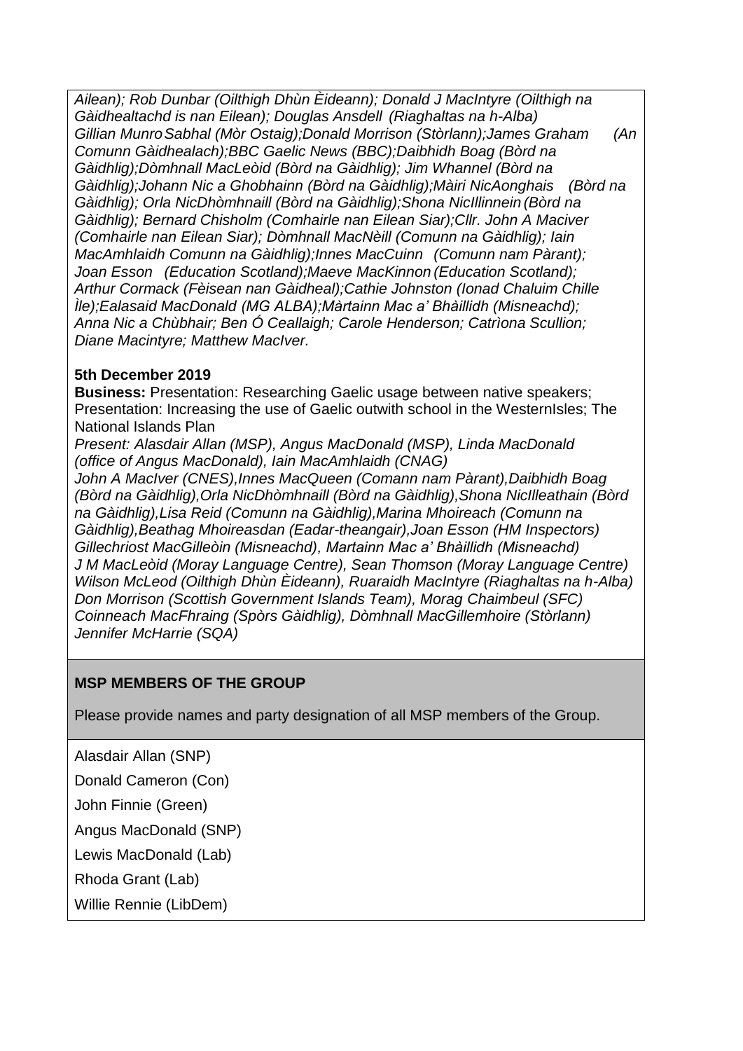*Ailean); Rob Dunbar (Oilthigh Dhùn Èideann); Donald J MacIntyre (Oilthigh na Gàidhealtachd is nan Eilean); Douglas Ansdell (Riaghaltas na h-Alba) Gillian Munro Sabhal (Mòr Ostaig);Donald Morrison (Stòrlann);James Graham (An Comunn Gàidhealach);BBC Gaelic News (BBC);Daibhidh Boag (Bòrd na Gàidhlig);Dòmhnall MacLeòid (Bòrd na Gàidhlig); Jim Whannel (Bòrd na Gàidhlig);Johann Nic a Ghobhainn (Bòrd na Gàidhlig);Màiri NicAonghais (Bòrd na Gàidhlig); Orla NicDhòmhnaill (Bòrd na Gàidhlig);Shona NicIllinnein (Bòrd na Gàidhlig); Bernard Chisholm (Comhairle nan Eilean Siar);Cllr. John A Maciver (Comhairle nan Eilean Siar); Dòmhnall MacNèill (Comunn na Gàidhlig); Iain MacAmhlaidh Comunn na Gàidhlig);Innes MacCuinn (Comunn nam Pàrant); Joan Esson (Education Scotland);Maeve MacKinnon (Education Scotland); Arthur Cormack (Fèisean nan Gàidheal);Cathie Johnston (Ionad Chaluim Chille Ìle);Ealasaid MacDonald (MG ALBA);Màrtainn Mac a' Bhàillidh (Misneachd); Anna Nic a Chùbhair; Ben Ó Ceallaigh; Carole Henderson; Catrìona Scullion; Diane Macintyre; Matthew MacIver.*

**5th December 2019**

**Business:** Presentation: Researching Gaelic usage between native speakers; Presentation: Increasing the use of Gaelic outwith school in the WesternIsles; The National Islands Plan

*Present: Alasdair Allan (MSP), Angus MacDonald (MSP), Linda MacDonald (office of Angus MacDonald), Iain MacAmhlaidh (CNAG)*
*John A MacIver (CNES),Innes MacQueen (Comann nam Pàrant),Daibhidh Boag (Bòrd na Gàidhlig),Orla NicDhòmhnaill (Bòrd na Gàidhlig),Shona NicIlleathain (Bòrd na Gàidhlig),Lisa Reid (Comunn na Gàidhlig),Marina Mhoireach (Comunn na Gàidhlig),Beathag Mhoireasdan (Eadar-theangair),Joan Esson (HM Inspectors)*
*Gillechriost MacGilleòin (Misneachd), Martainn Mac a' Bhàillidh (Misneachd)*
*J M MacLeòid (Moray Language Centre), Sean Thomson (Moray Language Centre)*
*Wilson McLeod (Oilthigh Dhùn Èideann), Ruaraidh MacIntyre (Riaghaltas na h-Alba)*
*Don Morrison (Scottish Government Islands Team), Morag Chaimbeul (SFC)*
*Coinneach MacFhraing (Spòrs Gàidhlig), Dòmhnall MacGillemhoire (Stòrlann)*
*Jennifer McHarrie (SQA)*

**MSP MEMBERS OF THE GROUP**

Please provide names and party designation of all MSP members of the Group.

Alasdair Allan (SNP)

Donald Cameron (Con)

John Finnie (Green)

Angus MacDonald (SNP)

Lewis MacDonald (Lab)

Rhoda Grant (Lab)

Willie Rennie (LibDem)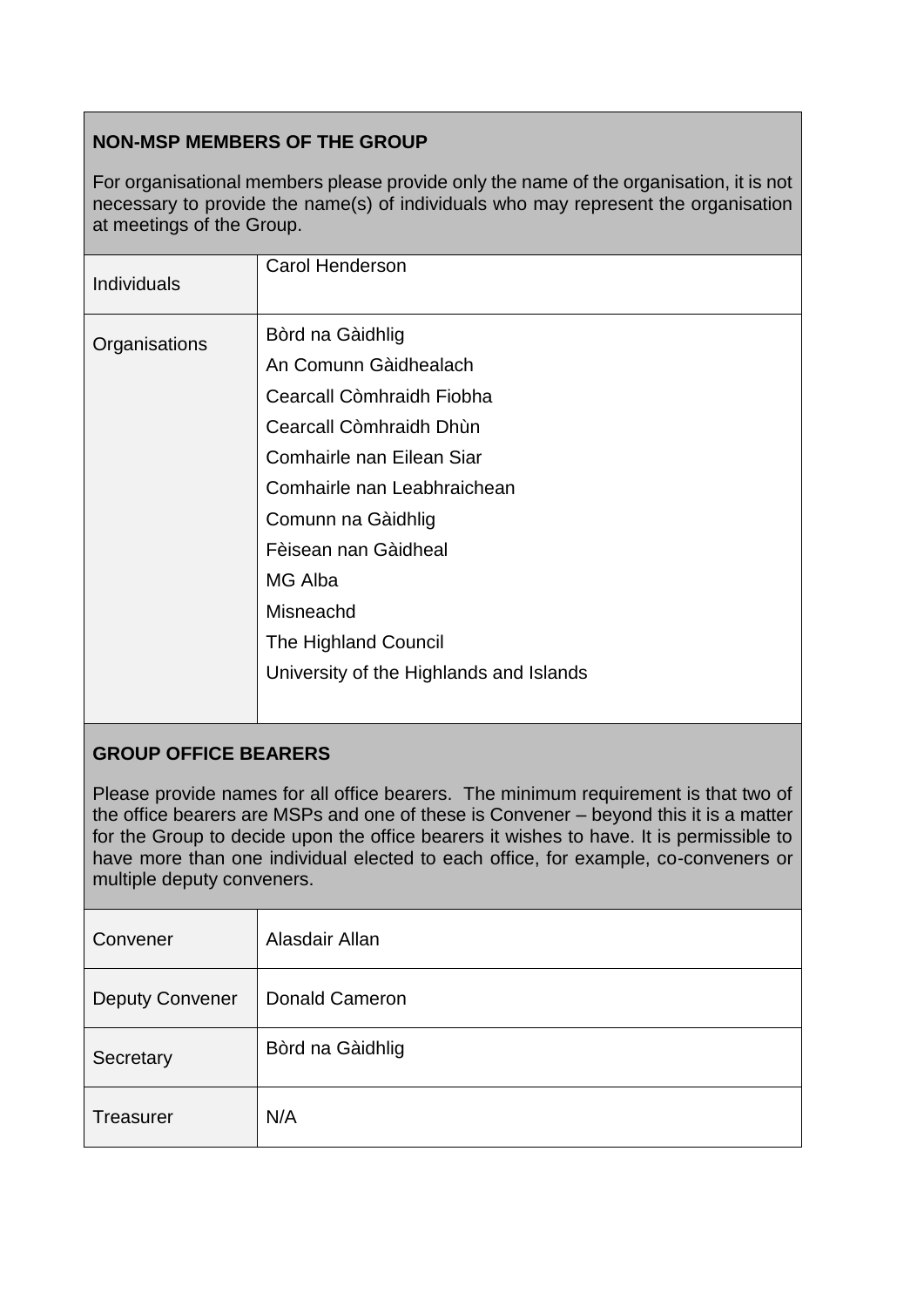| **NON-MSP MEMBERS OF THE GROUP** | |
|---|---|
| For organisational members please provide only the name of the organisation, it is not necessary to provide the name(s) of individuals who may represent the organisation at meetings of the Group. | |
| Individuals | Carol Henderson |
| Organisations | Bòrd na Gàidhlig<br>An Comunn Gàidhealach<br>Cearcall Còmhraidh Fiobha<br>Cearcall Còmhraidh Dhùn<br>Comhairle nan Eilean Siar<br>Comhairle nan Leabhraichean<br>Comunn na Gàidhlig<br>Fèisean nan Gàidheal<br>MG Alba<br>Misneachd<br>The Highland Council<br>University of the Highlands and Islands |

| **GROUP OFFICE BEARERS** | |
|---|---|
| Please provide names for all office bearers. The minimum requirement is that two of the office bearers are MSPs and one of these is Convener – beyond this it is a matter for the Group to decide upon the office bearers it wishes to have. It is permissible to have more than one individual elected to each office, for example, co-conveners or multiple deputy conveners. | |
| Convener | Alasdair Allan |
| Deputy Convener | Donald Cameron |
| Secretary | Bòrd na Gàidhlig |
| Treasurer | N/A |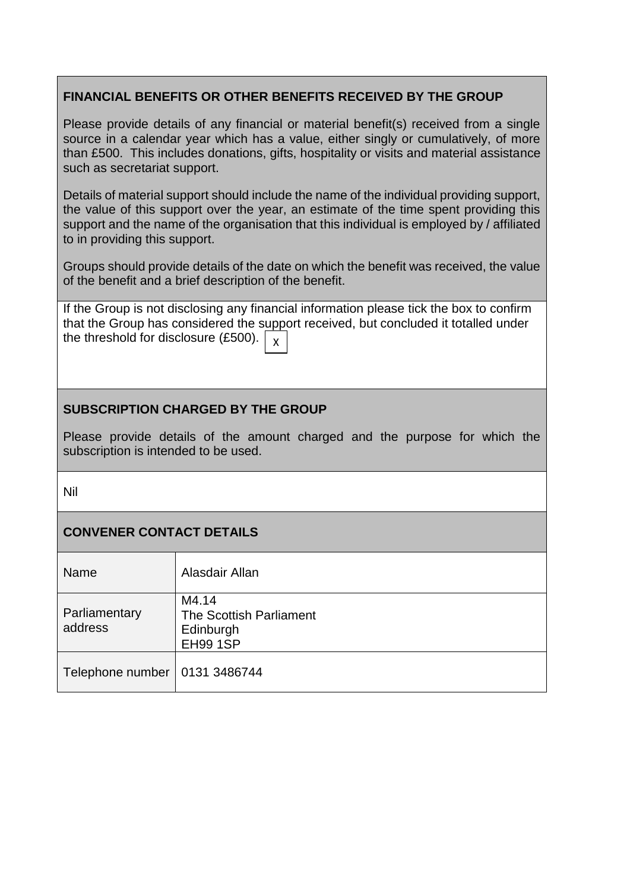## FINANCIAL BENEFITS OR OTHER BENEFITS RECEIVED BY THE GROUP

Please provide details of any financial or material benefit(s) received from a single source in a calendar year which has a value, either singly or cumulatively, of more than £500. This includes donations, gifts, hospitality or visits and material assistance such as secretariat support.

Details of material support should include the name of the individual providing support, the value of this support over the year, an estimate of the time spent providing this support and the name of the organisation that this individual is employed by / affiliated to in providing this support.

Groups should provide details of the date on which the benefit was received, the value of the benefit and a brief description of the benefit.

If the Group is not disclosing any financial information please tick the box to confirm that the Group has considered the support received, but concluded it totalled under the threshold for disclosure (£500). X

## SUBSCRIPTION CHARGED BY THE GROUP

Please provide details of the amount charged and the purpose for which the subscription is intended to be used.

Nil

## CONVENER CONTACT DETAILS

| | |
|---|---|
| Name | Alasdair Allan |
| Parliamentary address | M4.14<br>The Scottish Parliament<br>Edinburgh<br>EH99 1SP |
| Telephone number | 0131 3486744 |